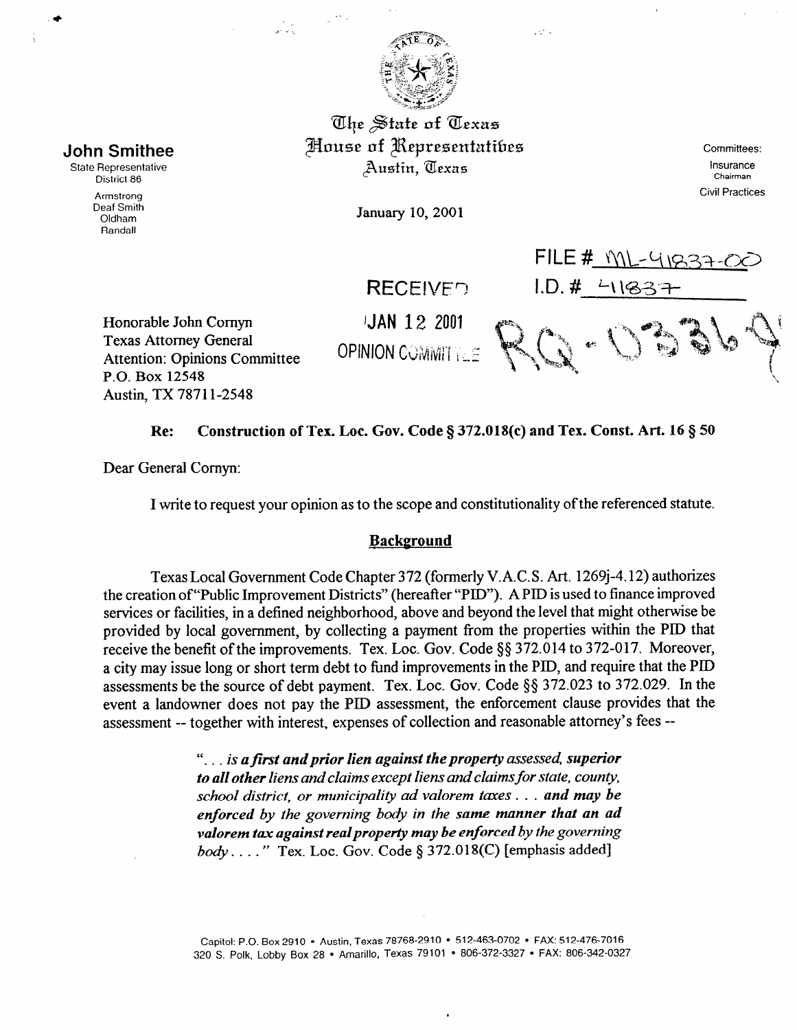**John Smithee**
State Representative
District 86

Armstrong
Deaf Smith
Oldham
Randall

The State of Texas
House of Representatives
Austin, Texas

January 10, 2001

Committees:
Insurance
Chairman
Civil Practices

RECEIVED
JAN 12 2001
OPINION COMMITTEE

FILE # ML-41837-00
I.D. # 41837

RQ-0336

Honorable John Cornyn
Texas Attorney General
Attention: Opinions Committee
P.O. Box 12548
Austin, TX 78711-2548

**Re: Construction of Tex. Loc. Gov. Code § 372.018(c) and Tex. Const. Art. 16 § 50**

Dear General Cornyn:

I write to request your opinion as to the scope and constitutionality of the referenced statute.

## Background

Texas Local Government Code Chapter 372 (formerly V.A.C.S. Art. 1269j-4.12) authorizes the creation of "Public Improvement Districts" (hereafter "PID"). A PID is used to finance improved services or facilities, in a defined neighborhood, above and beyond the level that might otherwise be provided by local government, by collecting a payment from the properties within the PID that receive the benefit of the improvements. Tex. Loc. Gov. Code §§ 372.014 to 372-017. Moreover, a city may issue long or short term debt to fund improvements in the PID, and require that the PID assessments be the source of debt payment. Tex. Loc. Gov. Code §§ 372.023 to 372.029. In the event a landowner does not pay the PID assessment, the enforcement clause provides that the assessment -- together with interest, expenses of collection and reasonable attorney's fees --

> "*. . . is **a first and prior lien against the property** assessed, **superior to all other** liens and claims except liens and claims for state, county, school district, or municipality ad valorem taxes . . . **and may be enforced by the governing body in the same manner that an ad valorem tax against real property may be enforced by the governing body** . . . .*" Tex. Loc. Gov. Code § 372.018(C) [emphasis added]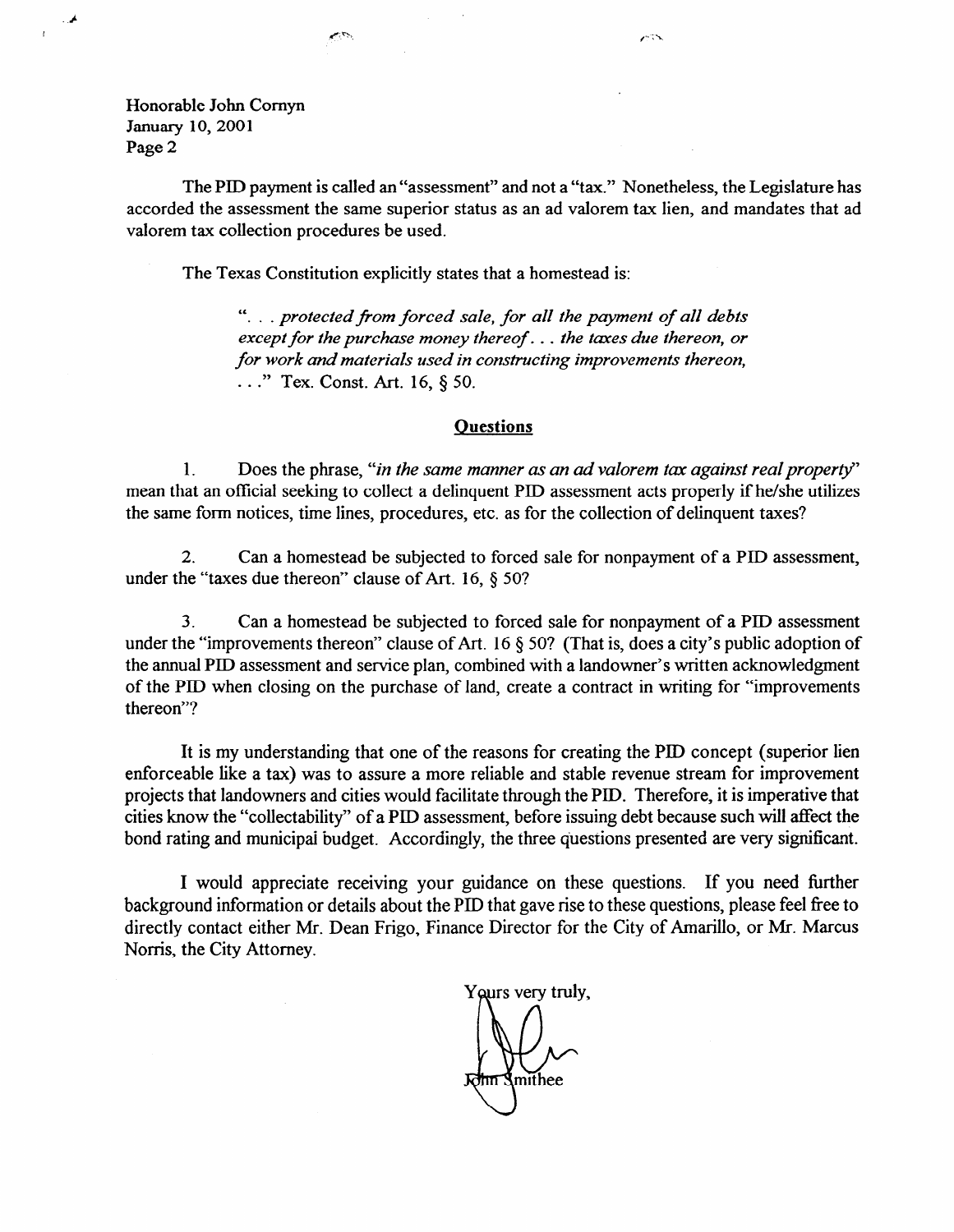Honorable John Cornyn
January 10, 2001

The PID payment is called an "assessment" and not a "tax." Nonetheless, the Legislature has accorded the assessment the same superior status as an ad valorem tax lien, and mandates that ad valorem tax collection procedures be used.

The Texas Constitution explicitly states that a homestead is:

> "*. . . protected from forced sale, for all the payment of all debts except for the purchase money thereof . . . the taxes due thereon, or for work and materials used in constructing improvements thereon,* . . ." Tex. Const. Art. 16, § 50.

## Questions

1. Does the phrase, "*in the same manner as an ad valorem tax against real property*" mean that an official seeking to collect a delinquent PID assessment acts properly if he/she utilizes the same form notices, time lines, procedures, etc. as for the collection of delinquent taxes?

2. Can a homestead be subjected to forced sale for nonpayment of a PID assessment, under the "taxes due thereon" clause of Art. 16, § 50?

3. Can a homestead be subjected to forced sale for nonpayment of a PID assessment under the "improvements thereon" clause of Art. 16 § 50? (That is, does a city's public adoption of the annual PID assessment and service plan, combined with a landowner's written acknowledgment of the PID when closing on the purchase of land, create a contract in writing for "improvements thereon"?

It is my understanding that one of the reasons for creating the PID concept (superior lien enforceable like a tax) was to assure a more reliable and stable revenue stream for improvement projects that landowners and cities would facilitate through the PID. Therefore, it is imperative that cities know the "collectability" of a PID assessment, before issuing debt because such will affect the bond rating and municipal budget. Accordingly, the three questions presented are very significant.

I would appreciate receiving your guidance on these questions. If you need further background information or details about the PID that gave rise to these questions, please feel free to directly contact either Mr. Dean Frigo, Finance Director for the City of Amarillo, or Mr. Marcus Norris, the City Attorney.

Yours very truly,

John Smithee